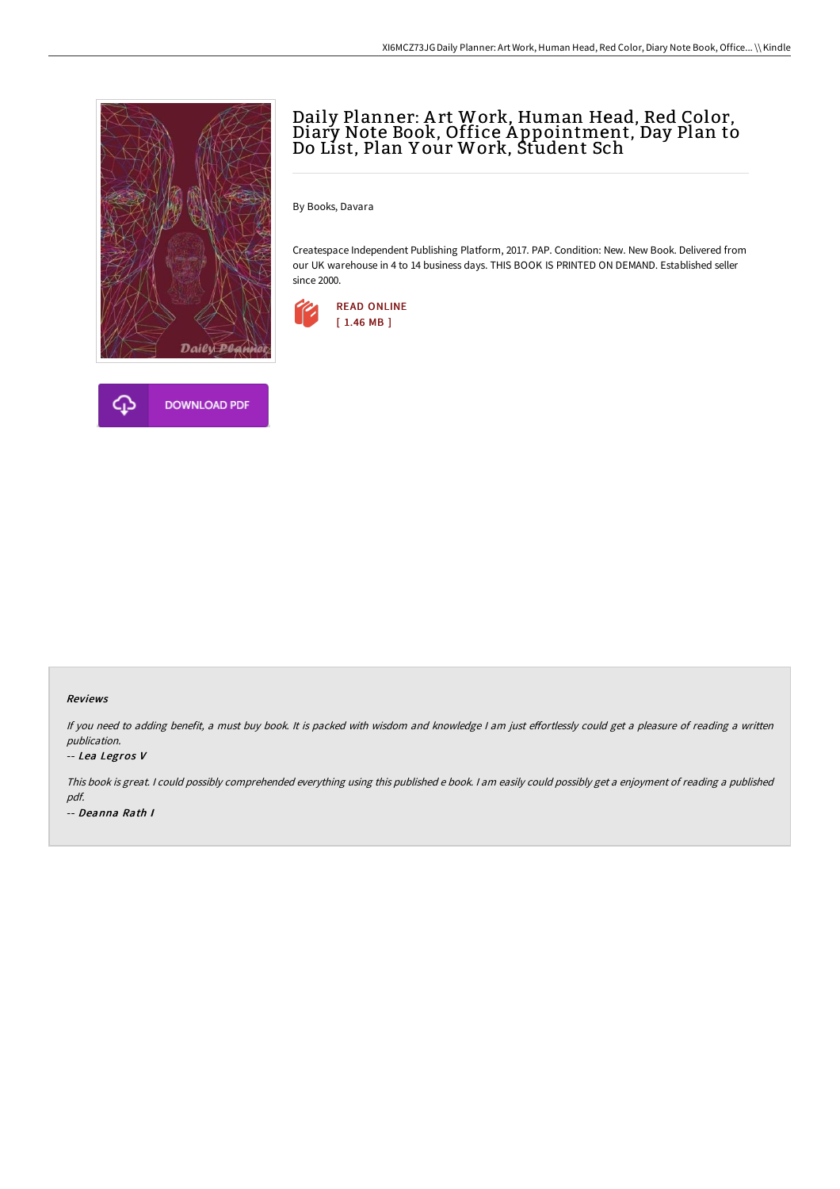# Daily Planner: Art Work, Human Head, Red Color, Diary Note Book, Office Appointment, Day Plan to Do List, Plan Your Work, Student Sch

By Books, Davara

Createspace Independent Publishing Platform, 2017. PAP. Condition: New. New Book. Delivered from our UK warehouse in 4 to 14 business days. THIS BOOK IS PRINTED ON DEMAND. Established seller since 2000.

READ ONLINE
[ 1.46 MB ]

DOWNLOAD PDF

### Reviews

*If you need to adding benefit, a must buy book. It is packed with wisdom and knowledge I am just effortlessly could get a pleasure of reading a written publication.*

-- *Lea Legros V*

*This book is great. I could possibly comprehended everything using this published e book. I am easily could possibly get a enjoyment of reading a published pdf.*

-- *Deanna Rath I*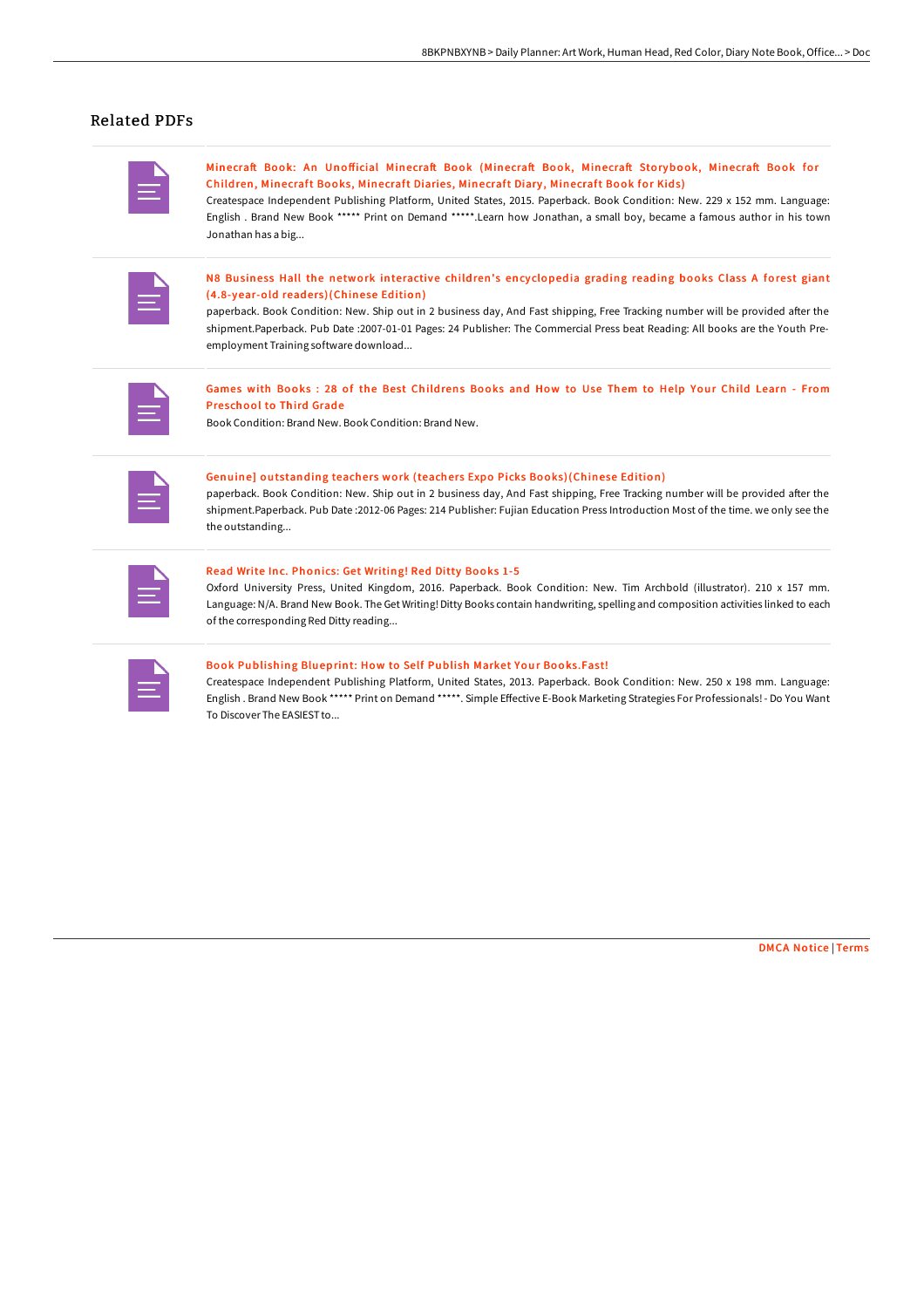## Related PDFs

**Minecraft Book: An Unofficial Minecraft Book (Minecraft Book, Minecraft Storybook, Minecraft Book for Children, Minecraft Books, Minecraft Diaries, Minecraft Diary, Minecraft Book for Kids)**

Createspace Independent Publishing Platform, United States, 2015. Paperback. Book Condition: New. 229 x 152 mm. Language: English . Brand New Book ***** Print on Demand *****.Learn how Jonathan, a small boy, became a famous author in his town Jonathan has a big...

**N8 Business Hall the network interactive children's encyclopedia grading reading books Class A forest giant (4.8-year-old readers)(Chinese Edition)**

paperback. Book Condition: New. Ship out in 2 business day, And Fast shipping, Free Tracking number will be provided after the shipment.Paperback. Pub Date :2007-01-01 Pages: 24 Publisher: The Commercial Press beat Reading: All books are the Youth Pre-employment Training software download...

**Games with Books : 28 of the Best Childrens Books and How to Use Them to Help Your Child Learn - From Preschool to Third Grade**

Book Condition: Brand New. Book Condition: Brand New.

**Genuine] outstanding teachers work (teachers Expo Picks Books)(Chinese Edition)**

paperback. Book Condition: New. Ship out in 2 business day, And Fast shipping, Free Tracking number will be provided after the shipment.Paperback. Pub Date :2012-06 Pages: 214 Publisher: Fujian Education Press Introduction Most of the time. we only see the the outstanding...

**Read Write Inc. Phonics: Get Writing! Red Ditty Books 1-5**

Oxford University Press, United Kingdom, 2016. Paperback. Book Condition: New. Tim Archbold (illustrator). 210 x 157 mm. Language: N/A. Brand New Book. The Get Writing! Ditty Books contain handwriting, spelling and composition activities linked to each of the corresponding Red Ditty reading...

**Book Publishing Blueprint: How to Self Publish Market Your Books.Fast!**

Createspace Independent Publishing Platform, United States, 2013. Paperback. Book Condition: New. 250 x 198 mm. Language: English . Brand New Book ***** Print on Demand *****. Simple Effective E-Book Marketing Strategies For Professionals! - Do You Want To Discover The EASIEST to...

DMCA Notice | Terms